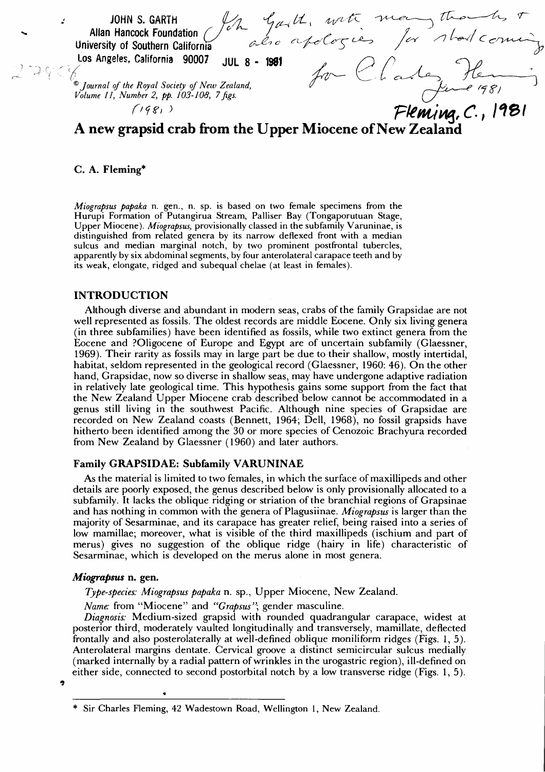JOHN S. GARTH
Allan Hancock Foundation
University of Southern California
Los Angeles, California 90007 JUL 8 - 1981

John Garth, with many thanks & also apologies for shortcoming for Charles Fleming June 1981

© *Journal of the Royal Society of New Zealand, Volume 11, Number 2, pp. 103-108, 7 figs.* (1981)

Fleming, C., 1981

# A new grapsid crab from the Upper Miocene of New Zealand

C. A. Fleming*

*Miograpsus papaka* n. gen., n. sp. is based on two female specimens from the Hurupi Formation of Putangirua Stream, Palliser Bay (Tongaporutuan Stage, Upper Miocene). *Miograpsus*, provisionally classed in the subfamily Varuninae, is distinguished from related genera by its narrow deflexed front with a median sulcus and median marginal notch, by two prominent postfrontal tubercles, apparently by six abdominal segments, by four anterolateral carapace teeth and by its weak, elongate, ridged and subequal chelae (at least in females).

## INTRODUCTION

Although diverse and abundant in modern seas, crabs of the family Grapsidae are not well represented as fossils. The oldest records are middle Eocene. Only six living genera (in three subfamilies) have been identified as fossils, while two extinct genera from the Eocene and ?Oligocene of Europe and Egypt are of uncertain subfamily (Glaessner, 1969). Their rarity as fossils may in large part be due to their shallow, mostly intertidal, habitat, seldom represented in the geological record (Glaessner, 1960: 46). On the other hand, Grapsidae, now so diverse in shallow seas, may have undergone adaptive radiation in relatively late geological time. This hypothesis gains some support from the fact that the New Zealand Upper Miocene crab described below cannot be accommodated in a genus still living in the southwest Pacific. Although nine species of Grapsidae are recorded on New Zealand coasts (Bennett, 1964; Dell, 1968), no fossil grapsids have hitherto been identified among the 30 or more species of Cenozoic Brachyura recorded from New Zealand by Glaessner (1960) and later authors.

### Family GRAPSIDAE: Subfamily VARUNINAE

As the material is limited to two females, in which the surface of maxillipeds and other details are poorly exposed, the genus described below is only provisionally allocated to a subfamily. It lacks the oblique ridging or striation of the branchial regions of Grapsinae and has nothing in common with the genera of Plagusiinae. *Miograpsus* is larger than the majority of Sesarminae, and its carapace has greater relief, being raised into a series of low mamillae; moreover, what is visible of the third maxillipeds (ischium and part of merus) gives no suggestion of the oblique ridge (hairy in life) characteristic of Sesarminae, which is developed on the merus alone in most genera.

#### *Miograpsus* n. gen.

*Type-species: Miograpsus papaka* n. sp., Upper Miocene, New Zealand.

*Name:* from "Miocene" and *"Grapsus"*; gender masculine.

*Diagnosis:* Medium-sized grapsid with rounded quadrangular carapace, widest at posterior third, moderately vaulted longitudinally and transversely, mamillate, deflected frontally and also posterolaterally at well-defined oblique moniliform ridges (Figs. 1, 5). Anterolateral margins dentate. Cervical groove a distinct semicircular sulcus medially (marked internally by a radial pattern of wrinkles in the urogastric region), ill-defined on either side, connected to second postorbital notch by a low transverse ridge (Figs. 1, 5).

* Sir Charles Fleming, 42 Wadestown Road, Wellington 1, New Zealand.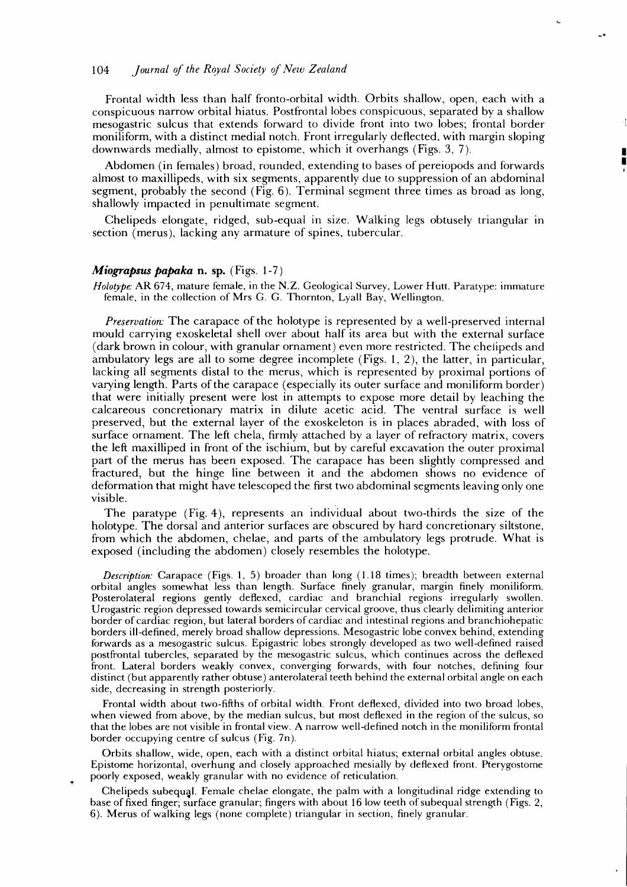Frontal width less than half fronto-orbital width. Orbits shallow, open, each with a conspicuous narrow orbital hiatus. Postfrontal lobes conspicuous, separated by a shallow mesogastric sulcus that extends forward to divide front into two lobes; frontal border moniliform, with a distinct medial notch. Front irregularly deflected, with margin sloping downwards medially, almost to epistome, which it overhangs (Figs. 3, 7).

Abdomen (in females) broad, rounded, extending to bases of pereiopods and forwards almost to maxillipeds, with six segments, apparently due to suppression of an abdominal segment, probably the second (Fig. 6). Terminal segment three times as broad as long, shallowly impacted in penultimate segment.

Chelipeds elongate, ridged, sub-equal in size. Walking legs obtusely triangular in section (merus), lacking any armature of spines, tubercular.

### ***Miograpsus papaka*** **n. sp.** (Figs. 1-7)

*Holotype:* AR 674, mature female, in the N.Z. Geological Survey, Lower Hutt. Paratype: immature female, in the collection of Mrs G. G. Thornton, Lyall Bay, Wellington.

*Preservation:* The carapace of the holotype is represented by a well-preserved internal mould carrying exoskeletal shell over about half its area but with the external surface (dark brown in colour, with granular ornament) even more restricted. The chelipeds and ambulatory legs are all to some degree incomplete (Figs. 1, 2), the latter, in particular, lacking all segments distal to the merus, which is represented by proximal portions of varying length. Parts of the carapace (especially its outer surface and moniliform border) that were initially present were lost in attempts to expose more detail by leaching the calcareous concretionary matrix in dilute acetic acid. The ventral surface is well preserved, but the external layer of the exoskeleton is in places abraded, with loss of surface ornament. The left chela, firmly attached by a layer of refractory matrix, covers the left maxilliped in front of the ischium, but by careful excavation the outer proximal part of the merus has been exposed. The carapace has been slightly compressed and fractured, but the hinge line between it and the abdomen shows no evidence of deformation that might have telescoped the first two abdominal segments leaving only one visible.

The paratype (Fig. 4), represents an individual about two-thirds the size of the holotype. The dorsal and anterior surfaces are obscured by hard concretionary siltstone, from which the abdomen, chelae, and parts of the ambulatory legs protrude. What is exposed (including the abdomen) closely resembles the holotype.

*Description:* Carapace (Figs. 1, 5) broader than long (1.18 times); breadth between external orbital angles somewhat less than length. Surface finely granular, margin finely moniliform. Posterolateral regions gently deflexed, cardiac and branchial regions irregularly swollen. Urogastric region depressed towards semicircular cervical groove, thus clearly delimiting anterior border of cardiac region, but lateral borders of cardiac and intestinal regions and branchiohepatic borders ill-defined, merely broad shallow depressions. Mesogastric lobe convex behind, extending forwards as a mesogastric sulcus. Epigastric lobes strongly developed as two well-defined raised postfrontal tubercles, separated by the mesogastric sulcus, which continues across the deflexed front. Lateral borders weakly convex, converging forwards, with four notches, defining four distinct (but apparently rather obtuse) anterolateral teeth behind the external orbital angle on each side, decreasing in strength posteriorly.

Frontal width about two-fifths of orbital width. Front deflexed, divided into two broad lobes, when viewed from above, by the median sulcus, but most deflexed in the region of the sulcus, so that the lobes are not visible in frontal view. A narrow well-defined notch in the moniliform frontal border occupying centre of sulcus (Fig. 7n).

Orbits shallow, wide, open, each with a distinct orbital hiatus; external orbital angles obtuse. Epistome horizontal, overhung and closely approached mesially by deflexed front. Pterygostome poorly exposed, weakly granular with no evidence of reticulation.

Chelipeds subequal. Female chelae elongate, the palm with a longitudinal ridge extending to base of fixed finger; surface granular; fingers with about 16 low teeth of subequal strength (Figs. 2, 6). Merus of walking legs (none complete) triangular in section, finely granular.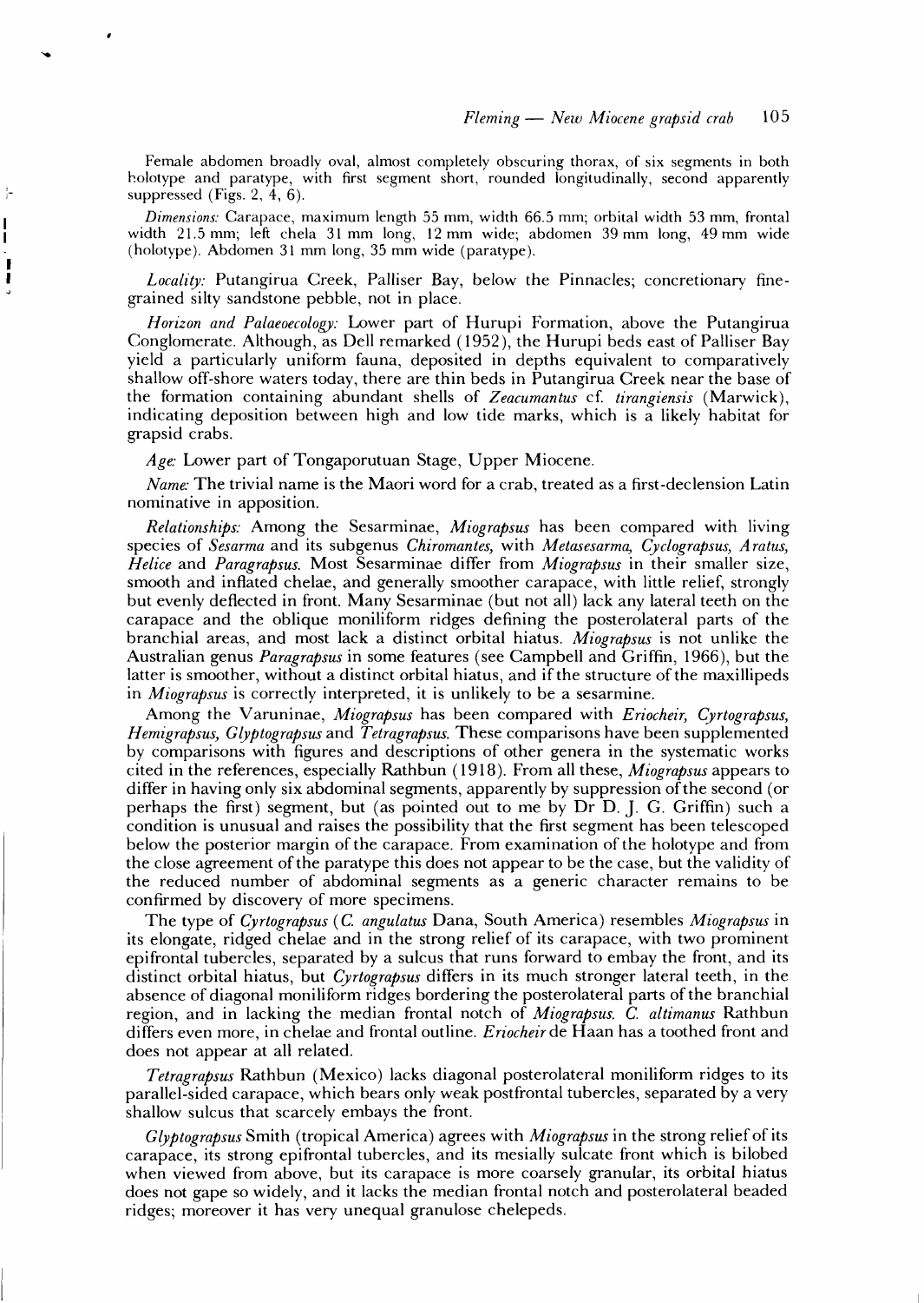Female abdomen broadly oval, almost completely obscuring thorax, of six segments in both holotype and paratype, with first segment short, rounded longitudinally, second apparently suppressed (Figs. 2, 4, 6).

*Dimensions:* Carapace, maximum length 55 mm, width 66.5 mm; orbital width 53 mm, frontal width 21.5 mm; left chela 31 mm long, 12 mm wide; abdomen 39 mm long, 49 mm wide (holotype). Abdomen 31 mm long, 35 mm wide (paratype).

*Locality:* Putangirua Creek, Palliser Bay, below the Pinnacles; concretionary fine-grained silty sandstone pebble, not in place.

*Horizon and Palaeoecology:* Lower part of Hurupi Formation, above the Putangirua Conglomerate. Although, as Dell remarked (1952), the Hurupi beds east of Palliser Bay yield a particularly uniform fauna, deposited in depths equivalent to comparatively shallow off-shore waters today, there are thin beds in Putangirua Creek near the base of the formation containing abundant shells of *Zeacumantus* cf. *tirangiensis* (Marwick), indicating deposition between high and low tide marks, which is a likely habitat for grapsid crabs.

*Age:* Lower part of Tongaporutuan Stage, Upper Miocene.

*Name:* The trivial name is the Maori word for a crab, treated as a first-declension Latin nominative in apposition.

*Relationships:* Among the Sesarminae, *Miograpsus* has been compared with living species of *Sesarma* and its subgenus *Chiromantes,* with *Metasesarma, Cyclograpsus, Aratus, Helice* and *Paragrapsus.* Most Sesarminae differ from *Miograpsus* in their smaller size, smooth and inflated chelae, and generally smoother carapace, with little relief, strongly but evenly deflected in front. Many Sesarminae (but not all) lack any lateral teeth on the carapace and the oblique moniliform ridges defining the posterolateral parts of the branchial areas, and most lack a distinct orbital hiatus. *Miograpsus* is not unlike the Australian genus *Paragrapsus* in some features (see Campbell and Griffin, 1966), but the latter is smoother, without a distinct orbital hiatus, and if the structure of the maxillipeds in *Miograpsus* is correctly interpreted, it is unlikely to be a sesarmine.

Among the Varuninae, *Miograpsus* has been compared with *Eriocheir, Cyrtograpsus, Hemigrapsus, Glyptograpsus* and *Tetragrapsus.* These comparisons have been supplemented by comparisons with figures and descriptions of other genera in the systematic works cited in the references, especially Rathbun (1918). From all these, *Miograpsus* appears to differ in having only six abdominal segments, apparently by suppression of the second (or perhaps the first) segment, but (as pointed out to me by Dr D. J. G. Griffin) such a condition is unusual and raises the possibility that the first segment has been telescoped below the posterior margin of the carapace. From examination of the holotype and from the close agreement of the paratype this does not appear to be the case, but the validity of the reduced number of abdominal segments as a generic character remains to be confirmed by discovery of more specimens.

The type of *Cyrtograpsus* (*C. angulatus* Dana, South America) resembles *Miograpsus* in its elongate, ridged chelae and in the strong relief of its carapace, with two prominent epifrontal tubercles, separated by a sulcus that runs forward to embay the front, and its distinct orbital hiatus, but *Cyrtograpsus* differs in its much stronger lateral teeth, in the absence of diagonal moniliform ridges bordering the posterolateral parts of the branchial region, and in lacking the median frontal notch of *Miograpsus. C. altimanus* Rathbun differs even more, in chelae and frontal outline. *Eriocheir* de Haan has a toothed front and does not appear at all related.

*Tetragrapsus* Rathbun (Mexico) lacks diagonal posterolateral moniliform ridges to its parallel-sided carapace, which bears only weak postfrontal tubercles, separated by a very shallow sulcus that scarcely embays the front.

*Glyptograpsus* Smith (tropical America) agrees with *Miograpsus* in the strong relief of its carapace, its strong epifrontal tubercles, and its mesially sulcate front which is bilobed when viewed from above, but its carapace is more coarsely granular, its orbital hiatus does not gape so widely, and it lacks the median frontal notch and posterolateral beaded ridges; moreover it has very unequal granulose chelepeds.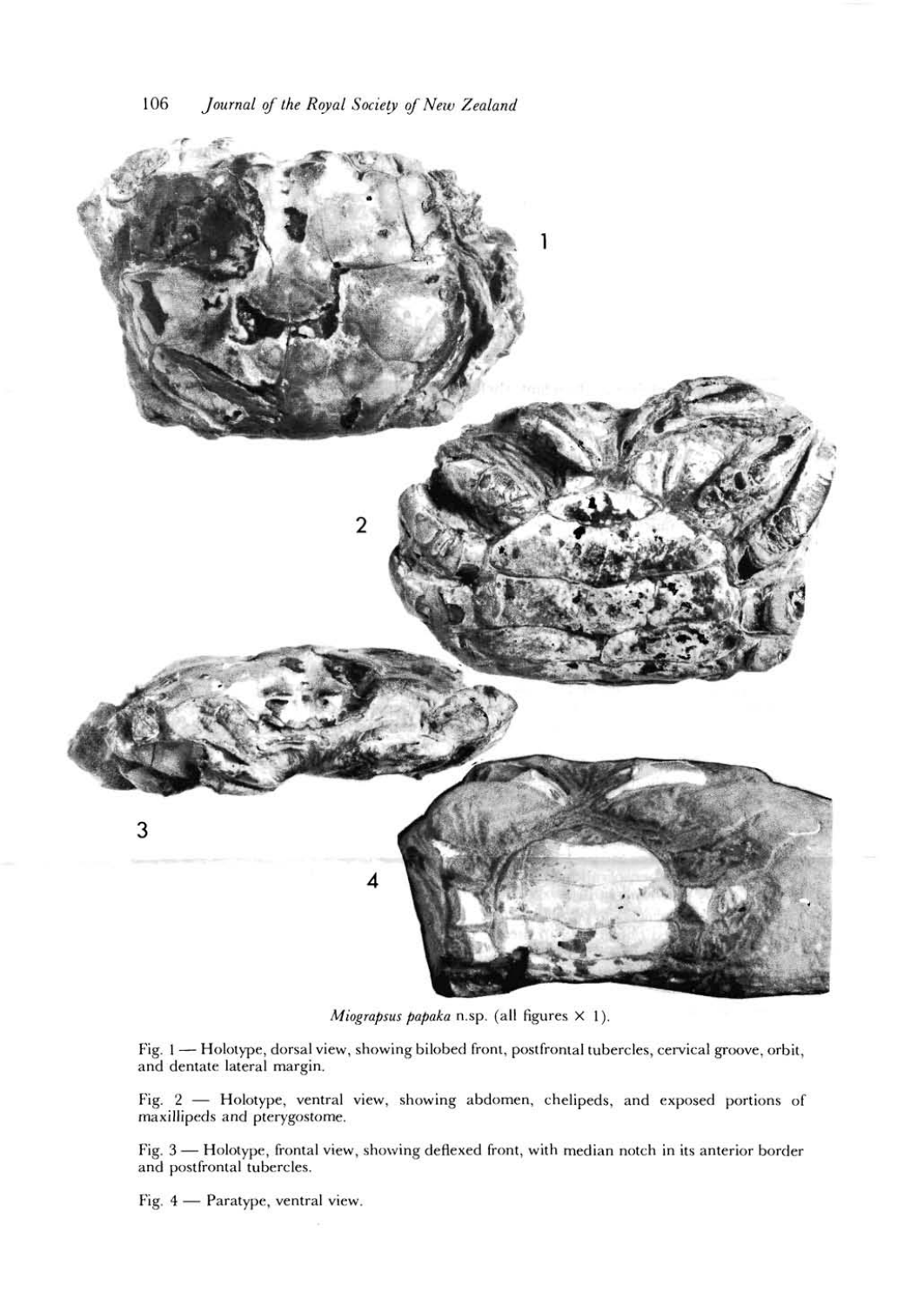*Miograpsus papaka* n.sp. (all figures × 1).

Fig. 1 — Holotype, dorsal view, showing bilobed front, postfrontal tubercles, cervical groove, orbit, and dentate lateral margin.

Fig. 2 — Holotype, ventral view, showing abdomen, chelipeds, and exposed portions of maxillipeds and pterygostome.

Fig. 3 — Holotype, frontal view, showing deflexed front, with median notch in its anterior border and postfrontal tubercles.

Fig. 4 — Paratype, ventral view.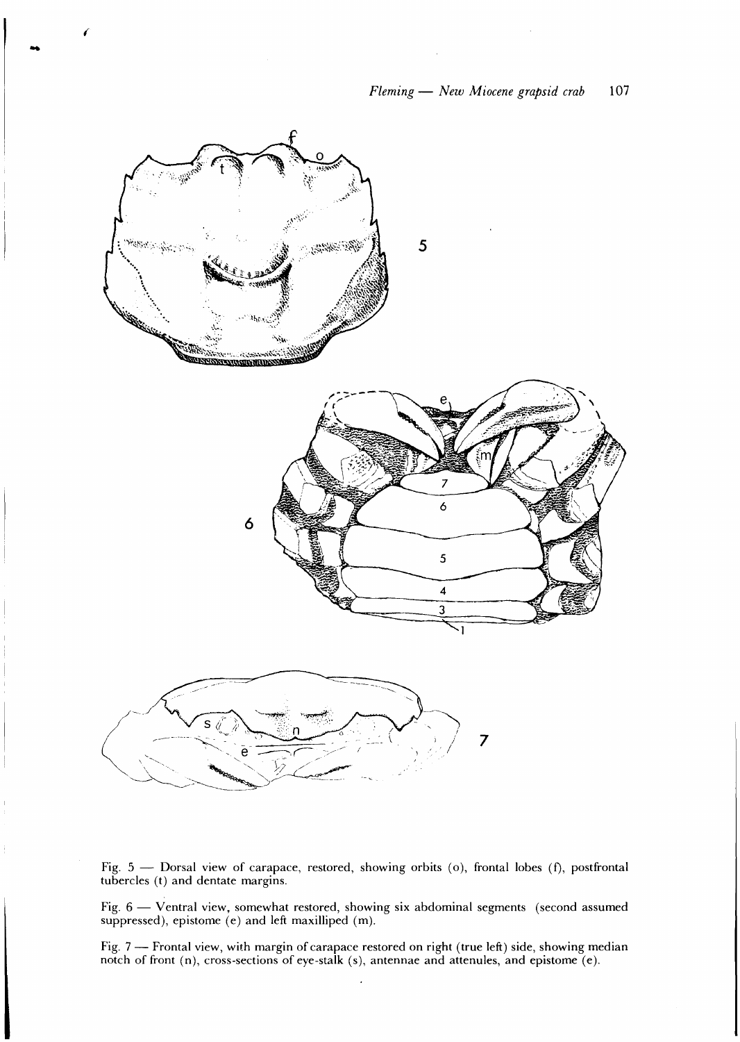Fig. 5 — Dorsal view of carapace, restored, showing orbits (o), frontal lobes (f), postfrontal tubercles (t) and dentate margins.

Fig. 6 — Ventral view, somewhat restored, showing six abdominal segments (second assumed suppressed), epistome (e) and left maxilliped (m).

Fig. 7 — Frontal view, with margin of carapace restored on right (true left) side, showing median notch of front (n), cross-sections of eye-stalk (s), antennae and attenules, and epistome (e).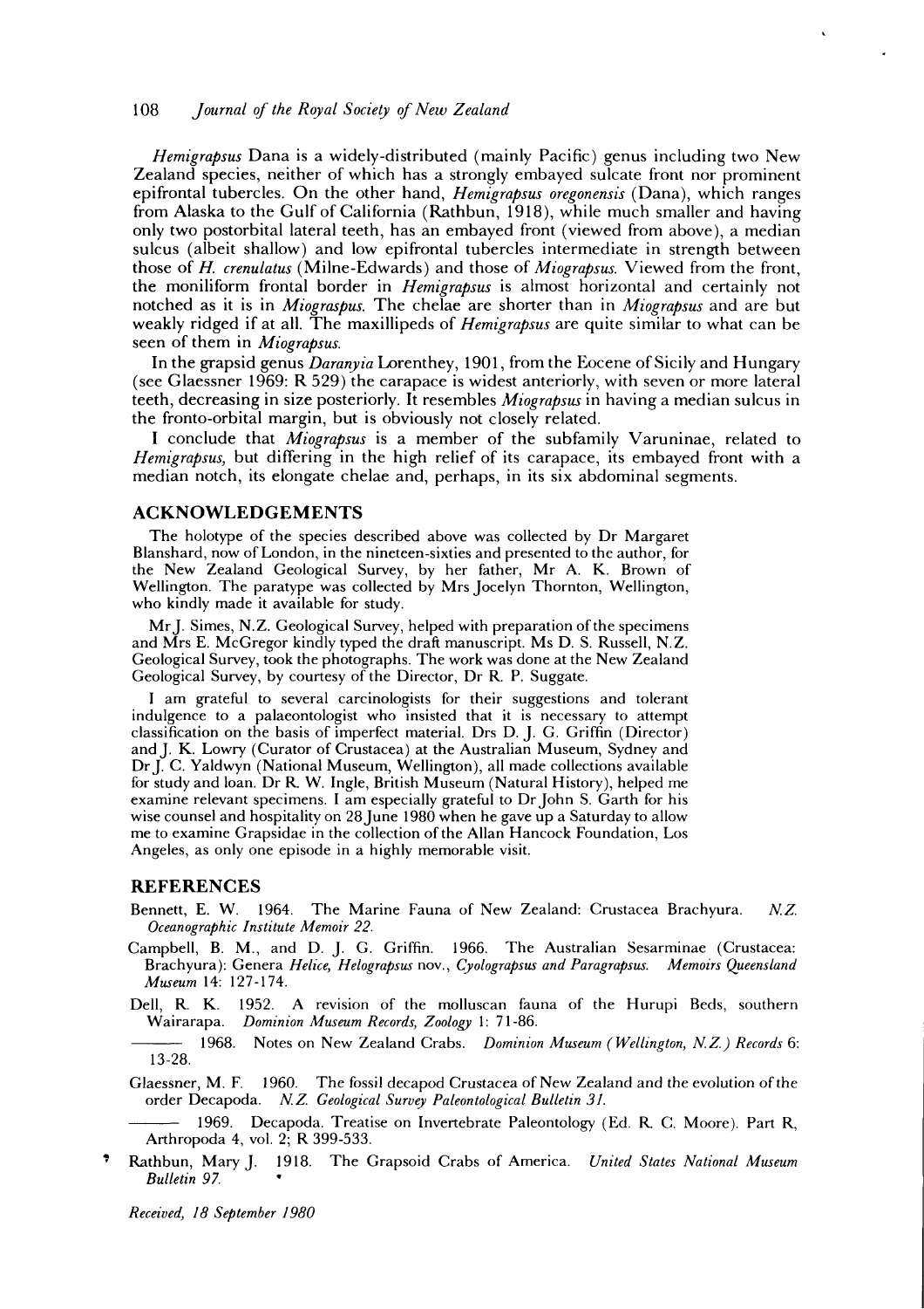*Hemigrapsus* Dana is a widely-distributed (mainly Pacific) genus including two New Zealand species, neither of which has a strongly embayed sulcate front nor prominent epifrontal tubercles. On the other hand, *Hemigrapsus oregonensis* (Dana), which ranges from Alaska to the Gulf of California (Rathbun, 1918), while much smaller and having only two postorbital lateral teeth, has an embayed front (viewed from above), a median sulcus (albeit shallow) and low epifrontal tubercles intermediate in strength between those of *H. crenulatus* (Milne-Edwards) and those of *Miograpsus*. Viewed from the front, the moniliform frontal border in *Hemigrapsus* is almost horizontal and certainly not notched as it is in *Miograspus*. The chelae are shorter than in *Miograpsus* and are but weakly ridged if at all. The maxillipeds of *Hemigrapsus* are quite similar to what can be seen of them in *Miograpsus*.

In the grapsid genus *Daranyia* Lorenthey, 1901, from the Eocene of Sicily and Hungary (see Glaessner 1969: R 529) the carapace is widest anteriorly, with seven or more lateral teeth, decreasing in size posteriorly. It resembles *Miograpsus* in having a median sulcus in the fronto-orbital margin, but is obviously not closely related.

I conclude that *Miograpsus* is a member of the subfamily Varuninae, related to *Hemigrapsus*, but differing in the high relief of its carapace, its embayed front with a median notch, its elongate chelae and, perhaps, in its six abdominal segments.

## ACKNOWLEDGEMENTS

The holotype of the species described above was collected by Dr Margaret Blanshard, now of London, in the nineteen-sixties and presented to the author, for the New Zealand Geological Survey, by her father, Mr A. K. Brown of Wellington. The paratype was collected by Mrs Jocelyn Thornton, Wellington, who kindly made it available for study.

Mr J. Simes, N.Z. Geological Survey, helped with preparation of the specimens and Mrs E. McGregor kindly typed the draft manuscript. Ms D. S. Russell, N.Z. Geological Survey, took the photographs. The work was done at the New Zealand Geological Survey, by courtesy of the Director, Dr R. P. Suggate.

I am grateful to several carcinologists for their suggestions and tolerant indulgence to a palaeontologist who insisted that it is necessary to attempt classification on the basis of imperfect material. Drs D. J. G. Griffin (Director) and J. K. Lowry (Curator of Crustacea) at the Australian Museum, Sydney and Dr J. C. Yaldwyn (National Museum, Wellington), all made collections available for study and loan. Dr R. W. Ingle, British Museum (Natural History), helped me examine relevant specimens. I am especially grateful to Dr John S. Garth for his wise counsel and hospitality on 28 June 1980 when he gave up a Saturday to allow me to examine Grapsidae in the collection of the Allan Hancock Foundation, Los Angeles, as only one episode in a highly memorable visit.

## REFERENCES

Bennett, E. W. 1964. The Marine Fauna of New Zealand: Crustacea Brachyura. *N.Z. Oceanographic Institute Memoir 22.*

Campbell, B. M., and D. J. G. Griffin. 1966. The Australian Sesarminae (Crustacea: Brachyura): Genera *Helice, Helograpsus* nov., *Cyclograpsus and Paragrapsus. Memoirs Queensland Museum* 14: 127-174.

Dell, R. K. 1952. A revision of the molluscan fauna of the Hurupi Beds, southern Wairarapa. *Dominion Museum Records, Zoology* 1: 71-86.

——— 1968. Notes on New Zealand Crabs. *Dominion Museum (Wellington, N.Z.) Records* 6: 13-28.

Glaessner, M. F. 1960. The fossil decapod Crustacea of New Zealand and the evolution of the order Decapoda. *N.Z. Geological Survey Paleontological Bulletin 31.*

——— 1969. Decapoda. Treatise on Invertebrate Paleontology (Ed. R. C. Moore). Part R, Arthropoda 4, vol. 2; R 399-533.

Rathbun, Mary J. 1918. The Grapsoid Crabs of America. *United States National Museum Bulletin 97.*

*Received, 18 September 1980*